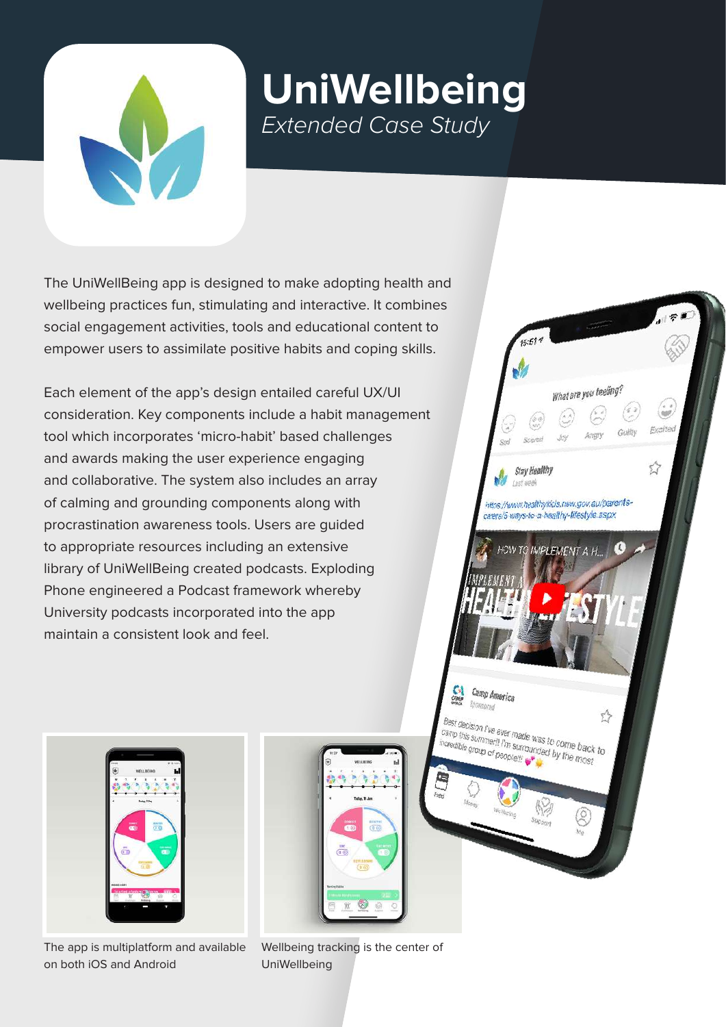# UniWellbeing

*Extended Case Study*

The UniWellBeing app is designed to make adopting health and wellbeing practices fun, stimulating and interactive. It combines social engagement activities, tools and educational content to empower users to assimilate positive habits and coping skills.

Each element of the app's design entailed careful UX/UI consideration. Key components include a habit management tool which incorporates 'micro-habit' based challenges and awards making the user experience engaging and collaborative. The system also includes an array of calming and grounding components along with procrastination awareness tools. Users are guided to appropriate resources including an extensive library of UniWellBeing created podcasts. Exploding Phone engineered a Podcast framework whereby University podcasts incorporated into the app maintain a consistent look and feel.

The app is multiplatform and available on both iOS and Android

Wellbeing tracking is the center of UniWellbeing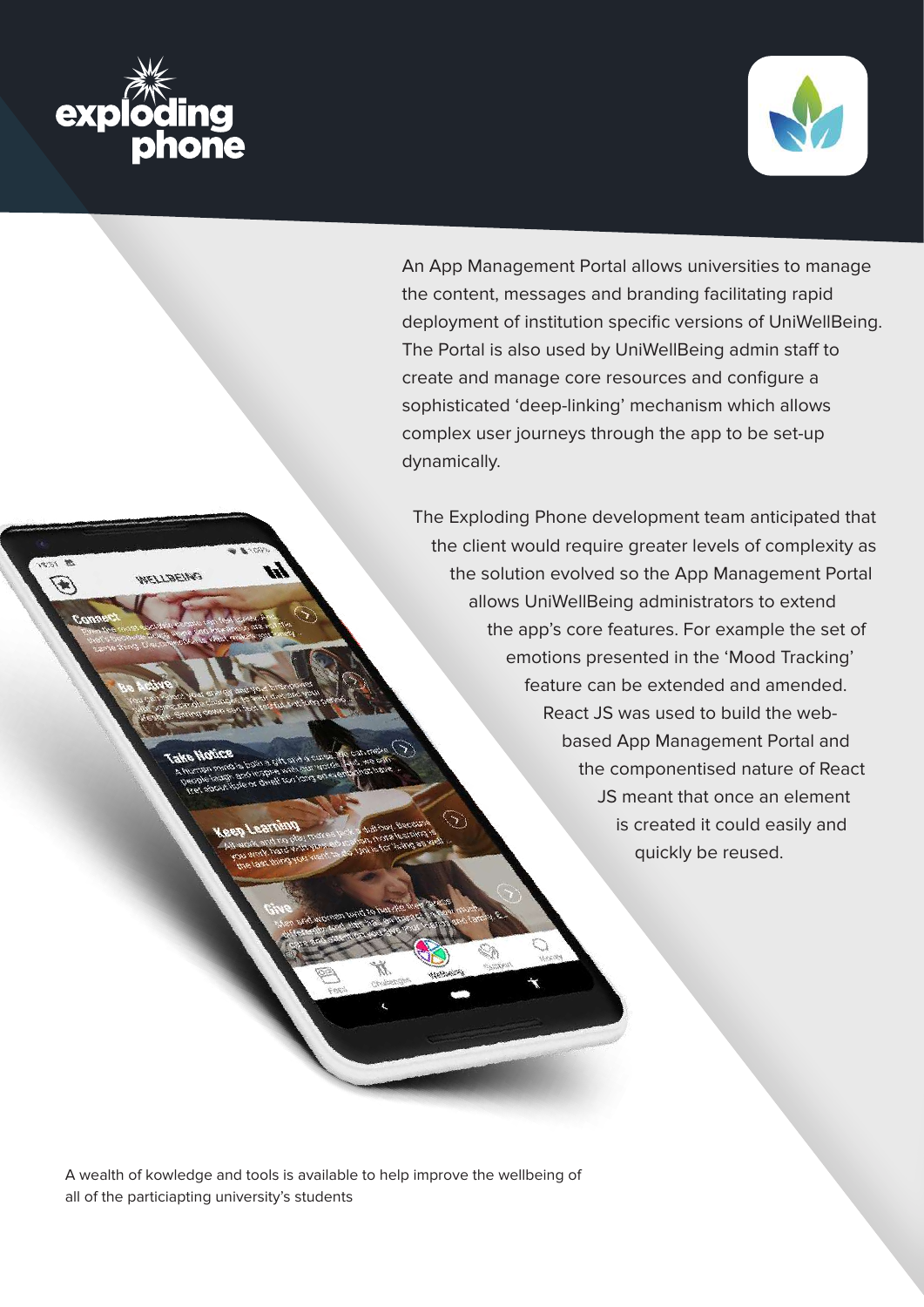An App Management Portal allows universities to manage the content, messages and branding facilitating rapid deployment of institution specific versions of UniWellBeing. The Portal is also used by UniWellBeing admin staff to create and manage core resources and configure a sophisticated 'deep-linking' mechanism which allows complex user journeys through the app to be set-up dynamically.

The Exploding Phone development team anticipated that the client would require greater levels of complexity as the solution evolved so the App Management Portal allows UniWellBeing administrators to extend the app's core features. For example the set of emotions presented in the 'Mood Tracking' feature can be extended and amended. React JS was used to build the web-based App Management Portal and the componentised nature of React JS meant that once an element is created it could easily and quickly be reused.

A wealth of kowledge and tools is available to help improve the wellbeing of all of the particiapting university's students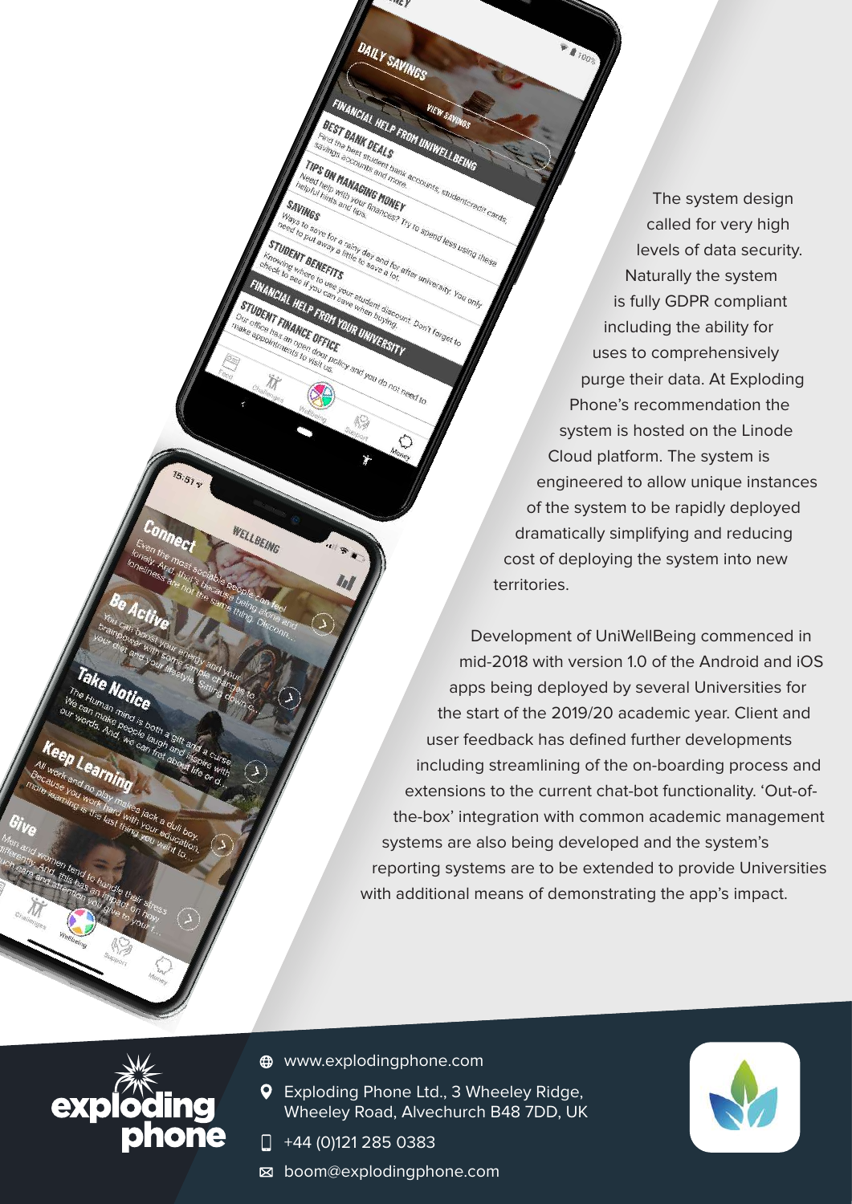The system design called for very high levels of data security. Naturally the system is fully GDPR compliant including the ability for uses to comprehensively purge their data. At Exploding Phone's recommendation the system is hosted on the Linode Cloud platform. The system is engineered to allow unique instances of the system to be rapidly deployed dramatically simplifying and reducing cost of deploying the system into new territories.

Development of UniWellBeing commenced in mid-2018 with version 1.0 of the Android and iOS apps being deployed by several Universities for the start of the 2019/20 academic year. Client and user feedback has defined further developments including streamlining of the on-boarding process and extensions to the current chat-bot functionality. 'Out-of-the-box' integration with common academic management systems are also being developed and the system's reporting systems are to be extended to provide Universities with additional means of demonstrating the app's impact.

www.explodingphone.com

Exploding Phone Ltd., 3 Wheeley Ridge, Wheeley Road, Alvechurch B48 7DD, UK

+44 (0)121 285 0383

boom@explodingphone.com